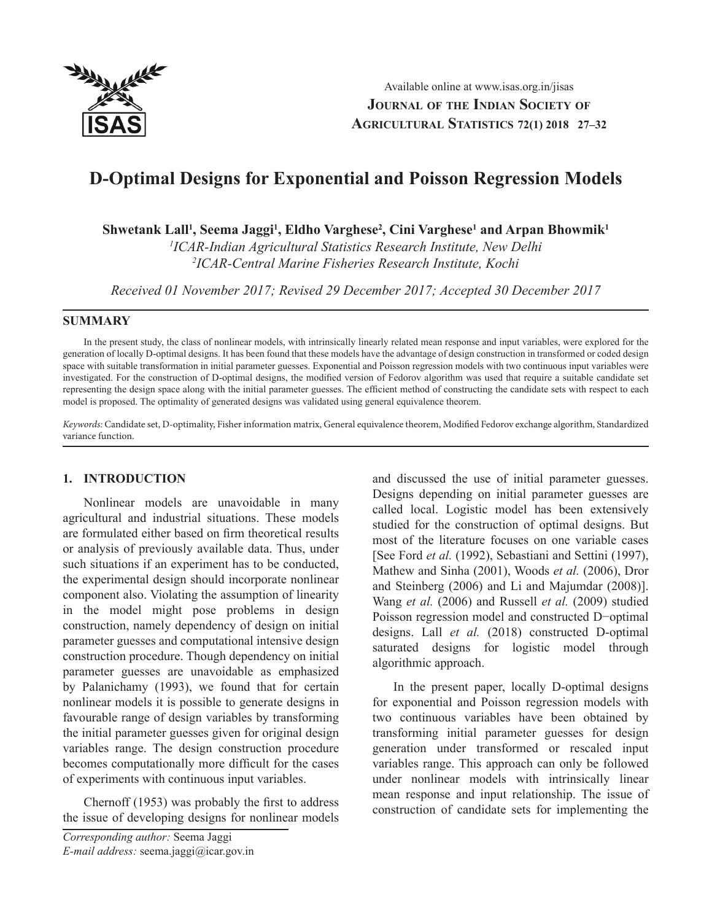# D-Optimal Designs for Exponential and Poisson Regression Models

**Shwetank Lall[1], Seema Jaggi[1], Eldho Varghese[2], Cini Varghese[1] and Arpan Bhowmik[1]**

*[1]ICAR-Indian Agricultural Statistics Research Institute, New Delhi*
*[2]ICAR-Central Marine Fisheries Research Institute, Kochi*

*Received 01 November 2017; Revised 29 December 2017; Accepted 30 December 2017*

## SUMMARY

In the present study, the class of nonlinear models, with intrinsically linearly related mean response and input variables, were explored for the generation of locally D-optimal designs. It has been found that these models have the advantage of design construction in transformed or coded design space with suitable transformation in initial parameter guesses. Exponential and Poisson regression models with two continuous input variables were investigated. For the construction of D-optimal designs, the modified version of Fedorov algorithm was used that require a suitable candidate set representing the design space along with the initial parameter guesses. The efficient method of constructing the candidate sets with respect to each model is proposed. The optimality of generated designs was validated using general equivalence theorem.

*Keywords:* Candidate set, D-optimality, Fisher information matrix, General equivalence theorem, Modified Fedorov exchange algorithm, Standardized variance function.

## 1. INTRODUCTION

Nonlinear models are unavoidable in many agricultural and industrial situations. These models are formulated either based on firm theoretical results or analysis of previously available data. Thus, under such situations if an experiment has to be conducted, the experimental design should incorporate nonlinear component also. Violating the assumption of linearity in the model might pose problems in design construction, namely dependency of design on initial parameter guesses and computational intensive design construction procedure. Though dependency on initial parameter guesses are unavoidable as emphasized by Palanichamy (1993), we found that for certain nonlinear models it is possible to generate designs in favourable range of design variables by transforming the initial parameter guesses given for original design variables range. The design construction procedure becomes computationally more difficult for the cases of experiments with continuous input variables.

Chernoff (1953) was probably the first to address the issue of developing designs for nonlinear models and discussed the use of initial parameter guesses. Designs depending on initial parameter guesses are called local. Logistic model has been extensively studied for the construction of optimal designs. But most of the literature focuses on one variable cases [See Ford *et al.* (1992), Sebastiani and Settini (1997), Mathew and Sinha (2001), Woods *et al.* (2006), Dror and Steinberg (2006) and Li and Majumdar (2008)]. Wang *et al.* (2006) and Russell *et al.* (2009) studied Poisson regression model and constructed D−optimal designs. Lall *et al.* (2018) constructed D-optimal saturated designs for logistic model through algorithmic approach.

In the present paper, locally D-optimal designs for exponential and Poisson regression models with two continuous variables have been obtained by transforming initial parameter guesses for design generation under transformed or rescaled input variables range. This approach can only be followed under nonlinear models with intrinsically linear mean response and input relationship. The issue of construction of candidate sets for implementing the

*Corresponding author:* Seema Jaggi
*E-mail address:* seema.jaggi@icar.gov.in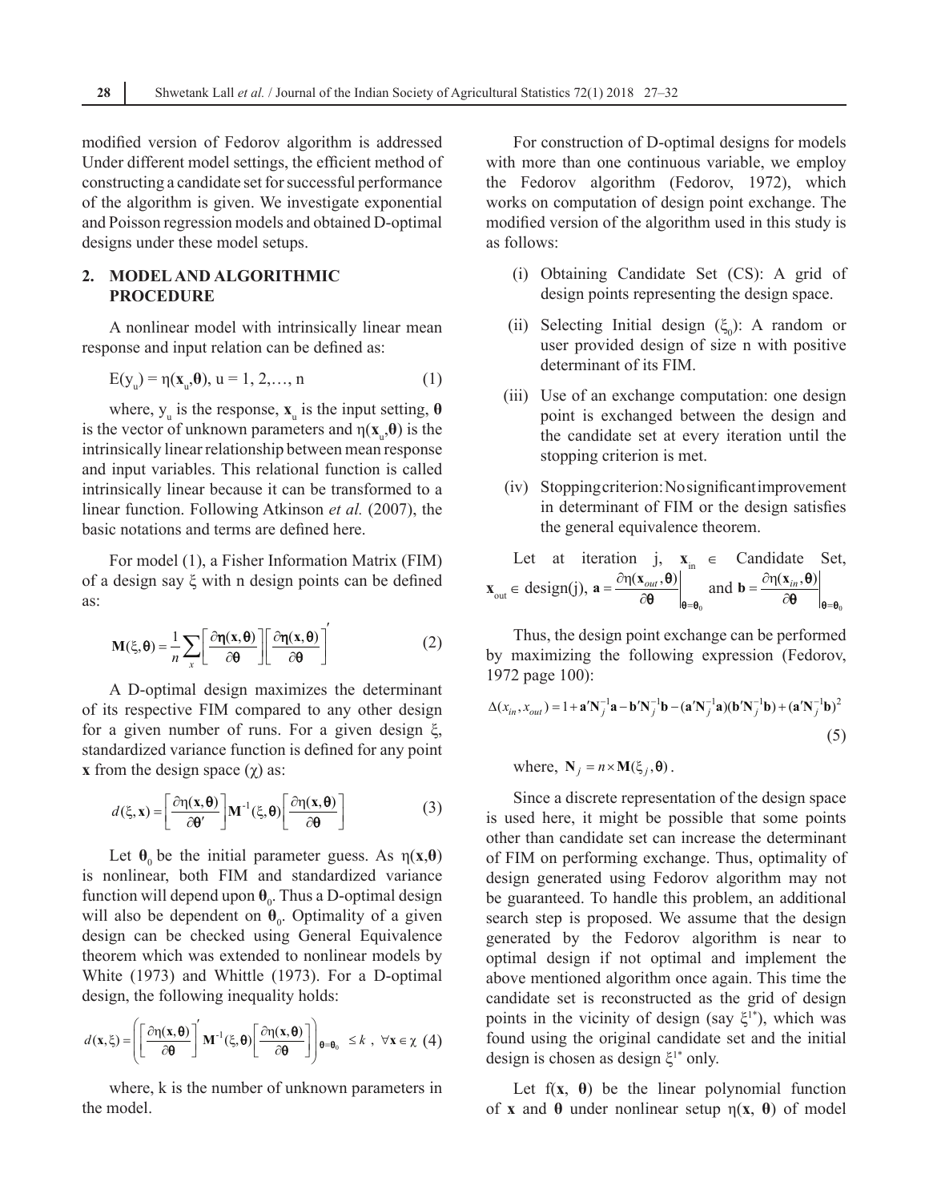modified version of Fedorov algorithm is addressed Under different model settings, the efficient method of constructing a candidate set for successful performance of the algorithm is given. We investigate exponential and Poisson regression models and obtained D-optimal designs under these model setups.

## 2. MODEL AND ALGORITHMIC PROCEDURE

A nonlinear model with intrinsically linear mean response and input relation can be defined as:

$$E(y_u) = \eta(\mathbf{x}_u, \boldsymbol{\theta}), \; u = 1, 2, \ldots, n \tag{1}$$

where, $y_u$ is the response, $\mathbf{x}_u$ is the input setting, $\boldsymbol{\theta}$ is the vector of unknown parameters and $\eta(\mathbf{x}_u, \boldsymbol{\theta})$ is the intrinsically linear relationship between mean response and input variables. This relational function is called intrinsically linear because it can be transformed to a linear function. Following Atkinson *et al.* (2007), the basic notations and terms are defined here.

For model (1), a Fisher Information Matrix (FIM) of a design say $\xi$ with n design points can be defined as:

$$\mathbf{M}(\xi, \boldsymbol{\theta}) = \frac{1}{n} \sum_{x} \left[ \frac{\partial \boldsymbol{\eta}(\mathbf{x}, \boldsymbol{\theta})}{\partial \boldsymbol{\theta}} \right] \left[ \frac{\partial \boldsymbol{\eta}(\mathbf{x}, \boldsymbol{\theta})}{\partial \boldsymbol{\theta}} \right]' \tag{2}$$

A D-optimal design maximizes the determinant of its respective FIM compared to any other design for a given number of runs. For a given design $\xi$, standardized variance function is defined for any point $\mathbf{x}$ from the design space ($\chi$) as:

$$d(\xi, \mathbf{x}) = \left[ \frac{\partial \eta(\mathbf{x}, \boldsymbol{\theta})}{\partial \boldsymbol{\theta}'} \right] \mathbf{M}^{-1}(\xi, \boldsymbol{\theta}) \left[ \frac{\partial \eta(\mathbf{x}, \boldsymbol{\theta})}{\partial \boldsymbol{\theta}} \right] \tag{3}$$

Let $\boldsymbol{\theta}_0$ be the initial parameter guess. As $\eta(\mathbf{x}, \boldsymbol{\theta})$ is nonlinear, both FIM and standardized variance function will depend upon $\boldsymbol{\theta}_0$. Thus a D-optimal design will also be dependent on $\boldsymbol{\theta}_0$. Optimality of a given design can be checked using General Equivalence theorem which was extended to nonlinear models by White (1973) and Whittle (1973). For a D-optimal design, the following inequality holds:

$$d(\mathbf{x}, \xi) = \left( \left[ \frac{\partial \eta(\mathbf{x}, \boldsymbol{\theta})}{\partial \boldsymbol{\theta}} \right]' \mathbf{M}^{-1}(\xi, \boldsymbol{\theta}) \left[ \frac{\partial \eta(\mathbf{x}, \boldsymbol{\theta})}{\partial \boldsymbol{\theta}} \right] \right)_{\boldsymbol{\theta} = \boldsymbol{\theta}_0} \le k \;, \; \forall \mathbf{x} \in \chi \tag{4}$$

where, k is the number of unknown parameters in the model.

For construction of D-optimal designs for models with more than one continuous variable, we employ the Fedorov algorithm (Fedorov, 1972), which works on computation of design point exchange. The modified version of the algorithm used in this study is as follows:

(i) Obtaining Candidate Set (CS): A grid of design points representing the design space.

(ii) Selecting Initial design ($\xi_0$): A random or user provided design of size n with positive determinant of its FIM.

(iii) Use of an exchange computation: one design point is exchanged between the design and the candidate set at every iteration until the stopping criterion is met.

(iv) Stopping criterion: No significant improvement in determinant of FIM or the design satisfies the general equivalence theorem.

Let at iteration j, $\mathbf{x}_{in} \in$ Candidate Set, $\mathbf{x}_{out} \in$ design(j), $\mathbf{a} = \left. \frac{\partial \eta(\mathbf{x}_{out}, \boldsymbol{\theta})}{\partial \boldsymbol{\theta}} \right|_{\boldsymbol{\theta} = \boldsymbol{\theta}_0}$ and $\mathbf{b} = \left. \frac{\partial \eta(\mathbf{x}_{in}, \boldsymbol{\theta})}{\partial \boldsymbol{\theta}} \right|_{\boldsymbol{\theta} = \boldsymbol{\theta}_0}$

Thus, the design point exchange can be performed by maximizing the following expression (Fedorov, 1972 page 100):

$$\Delta(x_{in}, x_{out}) = 1 + \mathbf{a}' \mathbf{N}_j^{-1} \mathbf{a} - \mathbf{b}' \mathbf{N}_j^{-1} \mathbf{b} - (\mathbf{a}' \mathbf{N}_j^{-1} \mathbf{a})(\mathbf{b}' \mathbf{N}_j^{-1} \mathbf{b}) + (\mathbf{a}' \mathbf{N}_j^{-1} \mathbf{b})^2 \tag{5}$$

where, $\mathbf{N}_j = n \times \mathbf{M}(\xi_j, \boldsymbol{\theta})$.

Since a discrete representation of the design space is used here, it might be possible that some points other than candidate set can increase the determinant of FIM on performing exchange. Thus, optimality of design generated using Fedorov algorithm may not be guaranteed. To handle this problem, an additional search step is proposed. We assume that the design generated by the Fedorov algorithm is near to optimal design if not optimal and implement the above mentioned algorithm once again. This time the candidate set is reconstructed as the grid of design points in the vicinity of design (say $\xi^{1*}$), which was found using the original candidate set and the initial design is chosen as design $\xi^{1*}$ only.

Let f($\mathbf{x}$, $\boldsymbol{\theta}$) be the linear polynomial function of $\mathbf{x}$ and $\boldsymbol{\theta}$ under nonlinear setup $\eta(\mathbf{x}, \boldsymbol{\theta})$ of model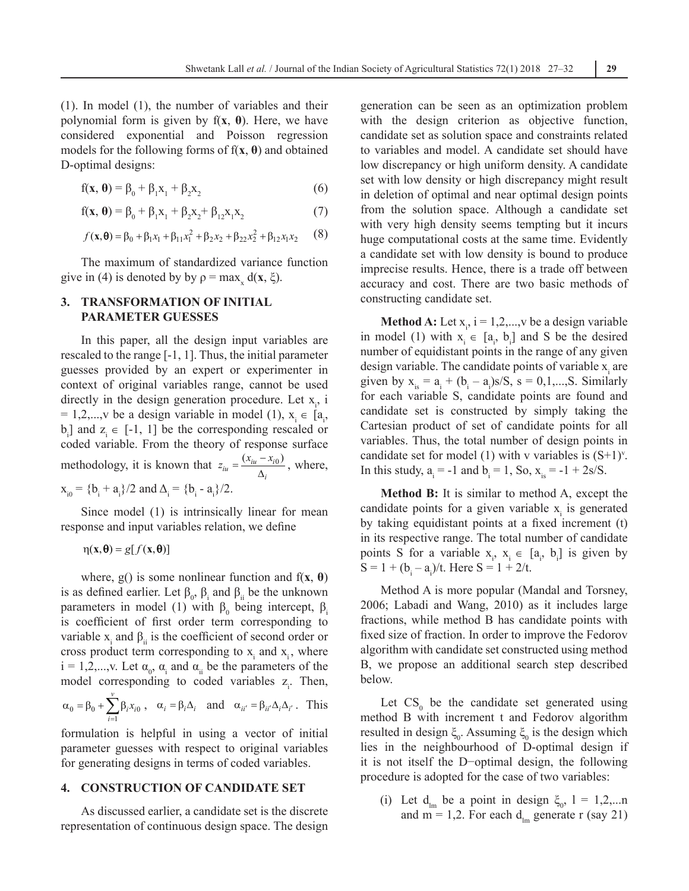(1). In model (1), the number of variables and their polynomial form is given by $f(\mathbf{x}, \boldsymbol{\theta})$. Here, we have considered exponential and Poisson regression models for the following forms of $f(\mathbf{x}, \boldsymbol{\theta})$ and obtained D-optimal designs:

$$f(\mathbf{x}, \boldsymbol{\theta}) = \beta_0 + \beta_1 x_1 + \beta_2 x_2 \quad (6)$$

$$f(\mathbf{x}, \boldsymbol{\theta}) = \beta_0 + \beta_1 x_1 + \beta_2 x_2 + \beta_{12} x_1 x_2 \quad (7)$$

$$f(\mathbf{x}, \boldsymbol{\theta}) = \beta_0 + \beta_1 x_1 + \beta_{11} x_1^2 + \beta_2 x_2 + \beta_{22} x_2^2 + \beta_{12} x_1 x_2 \quad (8)$$

The maximum of standardized variance function give in (4) is denoted by by $\rho = \max_x d(\mathbf{x}, \xi)$.

## 3. TRANSFORMATION OF INITIAL PARAMETER GUESSES

In this paper, all the design input variables are rescaled to the range [-1, 1]. Thus, the initial parameter guesses provided by an expert or experimenter in context of original variables range, cannot be used directly in the design generation procedure. Let $x_i$, $i = 1,2,...,v$ be a design variable in model (1), $x_i \in [a_i, b_i]$ and $z_i \in [-1, 1]$ be the corresponding rescaled or coded variable. From the theory of response surface methodology, it is known that $z_{iu} = \frac{(x_{iu} - x_{i0})}{\Delta_i}$, where, $x_{i0} = \{b_i + a_i\}/2$ and $\Delta_i = \{b_i - a_i\}/2$.

Since model (1) is intrinsically linear for mean response and input variables relation, we define

$$\eta(\mathbf{x}, \boldsymbol{\theta}) = g[f(\mathbf{x}, \boldsymbol{\theta})]$$

where, g() is some nonlinear function and $f(\mathbf{x}, \boldsymbol{\theta})$ is as defined earlier. Let $\beta_0$, $\beta_i$ and $\beta_{ii}$ be the unknown parameters in model (1) with $\beta_0$ being intercept, $\beta_i$ is coefficient of first order term corresponding to variable $x_i$ and $\beta_{ii}$ is the coefficient of second order or cross product term corresponding to $x_i$ and $x_i$, where $i = 1,2,...,v$. Let $\alpha_0$, $\alpha_i$ and $\alpha_{ii}$ be the parameters of the model corresponding to coded variables $z_i$. Then, $\alpha_0 = \beta_0 + \sum_{i=1}^{v} \beta_i x_{i0}$, $\alpha_i = \beta_i \Delta_i$ and $\alpha_{ii'} = \beta_{ii'} \Delta_i \Delta_{i'}$. This formulation is helpful in using a vector of initial parameter guesses with respect to original variables for generating designs in terms of coded variables.

## 4. CONSTRUCTION OF CANDIDATE SET

As discussed earlier, a candidate set is the discrete representation of continuous design space. The design generation can be seen as an optimization problem with the design criterion as objective function, candidate set as solution space and constraints related to variables and model. A candidate set should have low discrepancy or high uniform density. A candidate set with low density or high discrepancy might result in deletion of optimal and near optimal design points from the solution space. Although a candidate set with very high density seems tempting but it incurs huge computational costs at the same time. Evidently a candidate set with low density is bound to produce imprecise results. Hence, there is a trade off between accuracy and cost. There are two basic methods of constructing candidate set.

**Method A:** Let $x_i$, $i = 1,2,...,v$ be a design variable in model (1) with $x_i \in [a_i, b_i]$ and S be the desired number of equidistant points in the range of any given design variable. The candidate points of variable $x_i$ are given by $x_{is} = a_i + (b_i - a_i)s/S$, $s = 0,1,...,S$. Similarly for each variable S, candidate points are found and candidate set is constructed by simply taking the Cartesian product of set of candidate points for all variables. Thus, the total number of design points in candidate set for model (1) with v variables is $(S+1)^v$. In this study, $a_i = -1$ and $b_i = 1$, So, $x_{is} = -1 + 2s/S$.

**Method B:** It is similar to method A, except the candidate points for a given variable $x_i$ is generated by taking equidistant points at a fixed increment (t) in its respective range. The total number of candidate points S for a variable $x_i$, $x_i \in [a_i, b_i]$ is given by $S = 1 + (b_i - a_i)/t$. Here $S = 1 + 2/t$.

Method A is more popular (Mandal and Torsney, 2006; Labadi and Wang, 2010) as it includes large fractions, while method B has candidate points with fixed size of fraction. In order to improve the Fedorov algorithm with candidate set constructed using method B, we propose an additional search step described below.

Let $CS_0$ be the candidate set generated using method B with increment t and Fedorov algorithm resulted in design $\xi_0$. Assuming $\xi_0$ is the design which lies in the neighbourhood of D-optimal design if it is not itself the D−optimal design, the following procedure is adopted for the case of two variables:

(i) Let $d_{lm}$ be a point in design $\xi_0$, $l = 1,2,...n$ and $m = 1,2$. For each $d_{lm}$ generate r (say 21)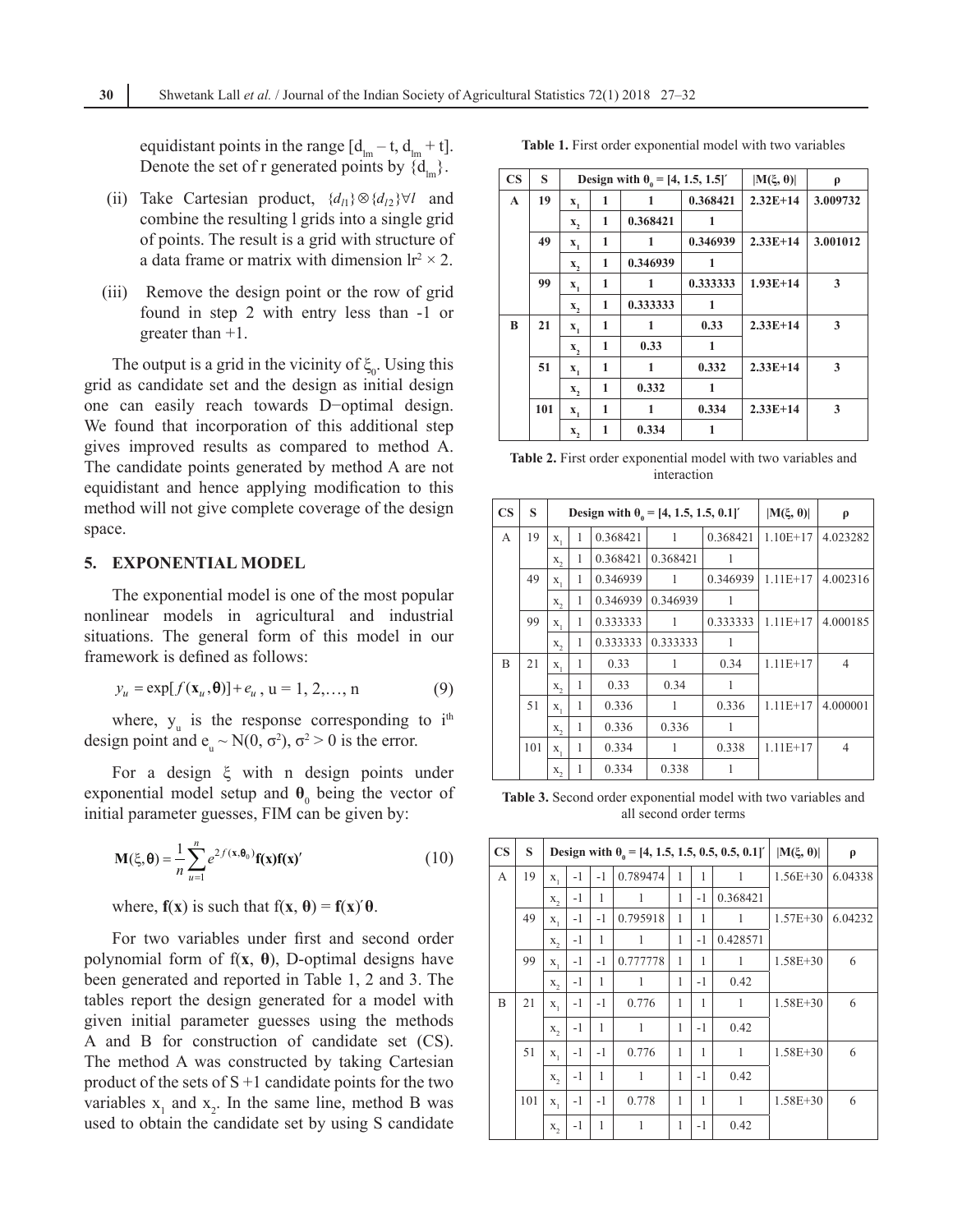equidistant points in the range $[d_{lm} - t, d_{lm} + t]$. Denote the set of r generated points by $\{d_{lm}\}$.

(ii) Take Cartesian product, $\{d_{l1}\} \otimes \{d_{l2}\} \forall l$ and combine the resulting l grids into a single grid of points. The result is a grid with structure of a data frame or matrix with dimension $lr^2 \times 2$.

(iii) Remove the design point or the row of grid found in step 2 with entry less than -1 or greater than +1.

The output is a grid in the vicinity of $\xi_0$. Using this grid as candidate set and the design as initial design one can easily reach towards D−optimal design. We found that incorporation of this additional step gives improved results as compared to method A. The candidate points generated by method A are not equidistant and hence applying modification to this method will not give complete coverage of the design space.

## 5. EXPONENTIAL MODEL

The exponential model is one of the most popular nonlinear models in agricultural and industrial situations. The general form of this model in our framework is defined as follows:

$$y_u = \exp[f(\mathbf{x}_u, \boldsymbol{\theta})] + e_u \text{, u = 1, 2,…, n} \tag{9}$$

where, $y_u$ is the response corresponding to $i^{th}$ design point and $e_u \sim N(0, \sigma^2)$, $\sigma^2 > 0$ is the error.

For a design $\xi$ with n design points under exponential model setup and $\boldsymbol{\theta}_0$ being the vector of initial parameter guesses, FIM can be given by:

$$\mathbf{M}(\xi, \boldsymbol{\theta}) = \frac{1}{n}\sum_{u=1}^{n} e^{2f(\mathbf{x}, \boldsymbol{\theta}_0)} \mathbf{f(x)f(x)'} \tag{10}$$

where, $\mathbf{f(x)}$ is such that $f(\mathbf{x}, \boldsymbol{\theta}) = \mathbf{f(x)}'\boldsymbol{\theta}$.

For two variables under first and second order polynomial form of $f(\mathbf{x}, \boldsymbol{\theta})$, D-optimal designs have been generated and reported in Table 1, 2 and 3. The tables report the design generated for a model with given initial parameter guesses using the methods A and B for construction of candidate set (CS). The method A was constructed by taking Cartesian product of the sets of S +1 candidate points for the two variables $x_1$ and $x_2$. In the same line, method B was used to obtain the candidate set by using S candidate

**Table 1.** First order exponential model with two variables

| CS | S | Design with $\theta_0$ = [4, 1.5, 1.5]′ | | | | $\|M(\xi, \theta)\|$ | ρ |
|---|---|---|---|---|---|---|---|
| **A** | **19** | $x_1$ | 1 | 1 | 0.368421 | 2.32E+14 | 3.009732 |
| | | $x_2$ | 1 | 0.368421 | 1 | | |
| | **49** | $x_1$ | 1 | 1 | 0.346939 | 2.33E+14 | 3.001012 |
| | | $x_2$ | 1 | 0.346939 | 1 | | |
| | **99** | $x_1$ | 1 | 1 | 0.333333 | 1.93E+14 | 3 |
| | | $x_2$ | 1 | 0.333333 | 1 | | |
| **B** | **21** | $x_1$ | 1 | 1 | 0.33 | 2.33E+14 | 3 |
| | | $x_2$ | 1 | 0.33 | 1 | | |
| | **51** | $x_1$ | 1 | 1 | 0.332 | 2.33E+14 | 3 |
| | | $x_2$ | 1 | 0.332 | 1 | | |
| | **101** | $x_1$ | 1 | 1 | 0.334 | 2.33E+14 | 3 |
| | | $x_2$ | 1 | 0.334 | 1 | | |

**Table 2.** First order exponential model with two variables and interaction

| CS | S | Design with $\theta_0$ = [4, 1.5, 1.5, 0.1]′ | | | | $\|M(\xi, \theta)\|$ | ρ |
|---|---|---|---|---|---|---|---|
| A | 19 | $x_1$ | 1 | 0.368421 | 1 | 0.368421 | 1.10E+17 | 4.023282 |
| | | $x_2$ | 1 | 0.368421 | 0.368421 | 1 | | |
| | 49 | $x_1$ | 1 | 0.346939 | 1 | 0.346939 | 1.11E+17 | 4.002316 |
| | | $x_2$ | 1 | 0.346939 | 0.346939 | 1 | | |
| | 99 | $x_1$ | 1 | 0.333333 | 1 | 0.333333 | 1.11E+17 | 4.000185 |
| | | $x_2$ | 1 | 0.333333 | 0.333333 | 1 | | |
| B | 21 | $x_1$ | 1 | 0.33 | 1 | 0.34 | 1.11E+17 | 4 |
| | | $x_2$ | 1 | 0.33 | 0.34 | 1 | | |
| | 51 | $x_1$ | 1 | 0.336 | 1 | 0.336 | 1.11E+17 | 4.000001 |
| | | $x_2$ | 1 | 0.336 | 0.336 | 1 | | |
| | 101 | $x_1$ | 1 | 0.334 | 1 | 0.338 | 1.11E+17 | 4 |
| | | $x_2$ | 1 | 0.334 | 0.338 | 1 | | |

**Table 3.** Second order exponential model with two variables and all second order terms

| CS | S | Design with $\theta_0$ = [4, 1.5, 1.5, 0.5, 0.5, 0.1]′ | | | | | | | $\|M(\xi, \theta)\|$ | ρ |
|---|---|---|---|---|---|---|---|---|---|---|
| A | 19 | $x_1$ | -1 | -1 | 0.789474 | 1 | 1 | 1 | 1.56E+30 | 6.04338 |
| | | $x_2$ | -1 | 1 | 1 | 1 | -1 | 0.368421 | | |
| | 49 | $x_1$ | -1 | -1 | 0.795918 | 1 | 1 | 1 | 1.57E+30 | 6.04232 |
| | | $x_2$ | -1 | 1 | 1 | 1 | -1 | 0.428571 | | |
| | 99 | $x_1$ | -1 | -1 | 0.777778 | 1 | 1 | 1 | 1.58E+30 | 6 |
| | | $x_2$ | -1 | 1 | 1 | 1 | -1 | 0.42 | | |
| B | 21 | $x_1$ | -1 | -1 | 0.776 | 1 | 1 | 1 | 1.58E+30 | 6 |
| | | $x_2$ | -1 | 1 | 1 | 1 | -1 | 0.42 | | |
| | 51 | $x_1$ | -1 | -1 | 0.776 | 1 | 1 | 1 | 1.58E+30 | 6 |
| | | $x_2$ | -1 | 1 | 1 | 1 | -1 | 0.42 | | |
| | 101 | $x_1$ | -1 | -1 | 0.778 | 1 | 1 | 1 | 1.58E+30 | 6 |
| | | $x_2$ | -1 | 1 | 1 | 1 | -1 | 0.42 | | |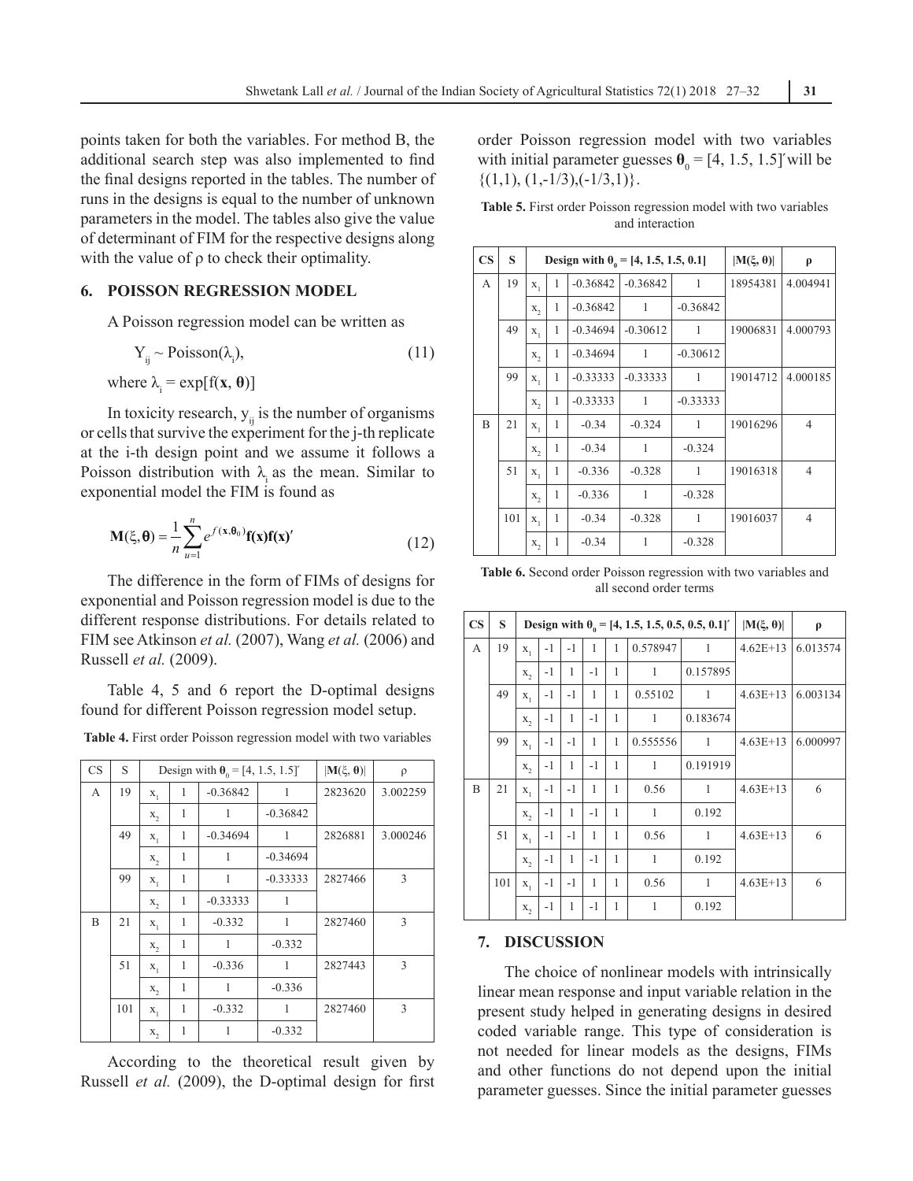points taken for both the variables. For method B, the additional search step was also implemented to find the final designs reported in the tables. The number of runs in the designs is equal to the number of unknown parameters in the model. The tables also give the value of determinant of FIM for the respective designs along with the value of ρ to check their optimality.

## 6. POISSON REGRESSION MODEL

A Poisson regression model can be written as

$$Y_{ij} \sim \text{Poisson}(\lambda_i), \tag{11}$$

where $\lambda_i = \exp[f(\mathbf{x}, \boldsymbol{\theta})]$

In toxicity research, $y_{ij}$ is the number of organisms or cells that survive the experiment for the j-th replicate at the i-th design point and we assume it follows a Poisson distribution with $\lambda_i$ as the mean. Similar to exponential model the FIM is found as

$$\mathbf{M}(\xi, \boldsymbol{\theta}) = \frac{1}{n}\sum_{u=1}^{n} e^{f(\mathbf{x}, \boldsymbol{\theta}_0)} \mathbf{f}(\mathbf{x})\mathbf{f}(\mathbf{x})' \tag{12}$$

The difference in the form of FIMs of designs for exponential and Poisson regression model is due to the different response distributions. For details related to FIM see Atkinson *et al.* (2007), Wang *et al.* (2006) and Russell *et al.* (2009).

Table 4, 5 and 6 report the D-optimal designs found for different Poisson regression model setup.

**Table 4.** First order Poisson regression model with two variables

| CS | S | Design with $\boldsymbol{\theta}_0 = [4, 1.5, 1.5]'$ | | | | $\lvert\mathbf{M}(\xi, \boldsymbol{\theta})\rvert$ | ρ |
|---|---|---|---|---|---|---|---|
| A | 19 | $x_1$ | 1 | -0.36842 | 1 | 2823620 | 3.002259 |
| | | $x_2$ | 1 | 1 | -0.36842 | | |
| | 49 | $x_1$ | 1 | -0.34694 | 1 | 2826881 | 3.000246 |
| | | $x_2$ | 1 | 1 | -0.34694 | | |
| | 99 | $x_1$ | 1 | 1 | -0.33333 | 2827466 | 3 |
| | | $x_2$ | 1 | -0.33333 | 1 | | |
| B | 21 | $x_1$ | 1 | -0.332 | 1 | 2827460 | 3 |
| | | $x_2$ | 1 | 1 | -0.332 | | |
| | 51 | $x_1$ | 1 | -0.336 | 1 | 2827443 | 3 |
| | | $x_2$ | 1 | 1 | -0.336 | | |
| | 101 | $x_1$ | 1 | -0.332 | 1 | 2827460 | 3 |
| | | $x_2$ | 1 | 1 | -0.332 | | |

According to the theoretical result given by Russell *et al.* (2009), the D-optimal design for first order Poisson regression model with two variables with initial parameter guesses $\boldsymbol{\theta}_0 = [4, 1.5, 1.5]'$ will be $\{(1,1), (1,-1/3),(-1/3,1)\}$.

**Table 5.** First order Poisson regression model with two variables and interaction

| CS | S | Design with $\boldsymbol{\theta}_0 = [4, 1.5, 1.5, 0.1]$ | | | | | $\lvert\mathbf{M}(\xi, \boldsymbol{\theta})\rvert$ | ρ |
|---|---|---|---|---|---|---|---|---|
| A | 19 | $x_1$ | 1 | -0.36842 | -0.36842 | 1 | 18954381 | 4.004941 |
| | | $x_2$ | 1 | -0.36842 | 1 | -0.36842 | | |
| | 49 | $x_1$ | 1 | -0.34694 | -0.30612 | 1 | 19006831 | 4.000793 |
| | | $x_2$ | 1 | -0.34694 | 1 | -0.30612 | | |
| | 99 | $x_1$ | 1 | -0.33333 | -0.33333 | 1 | 19014712 | 4.000185 |
| | | $x_2$ | 1 | -0.33333 | 1 | -0.33333 | | |
| B | 21 | $x_1$ | 1 | -0.34 | -0.324 | 1 | 19016296 | 4 |
| | | $x_2$ | 1 | -0.34 | 1 | -0.324 | | |
| | 51 | $x_1$ | 1 | -0.336 | -0.328 | 1 | 19016318 | 4 |
| | | $x_2$ | 1 | -0.336 | 1 | -0.328 | | |
| | 101 | $x_1$ | 1 | -0.34 | -0.328 | 1 | 19016037 | 4 |
| | | $x_2$ | 1 | -0.34 | 1 | -0.328 | | |

**Table 6.** Second order Poisson regression with two variables and all second order terms

| CS | S | Design with $\boldsymbol{\theta}_0 = [4, 1.5, 1.5, 0.5, 0.5, 0.1]'$ | | | | | | | $\lvert\mathbf{M}(\xi, \boldsymbol{\theta})\rvert$ | ρ |
|---|---|---|---|---|---|---|---|---|---|---|
| A | 19 | $x_1$ | -1 | -1 | 1 | 1 | 0.578947 | 1 | 4.62E+13 | 6.013574 |
| | | $x_2$ | -1 | 1 | -1 | 1 | 1 | 0.157895 | | |
| | 49 | $x_1$ | -1 | -1 | 1 | 1 | 0.55102 | 1 | 4.63E+13 | 6.003134 |
| | | $x_2$ | -1 | 1 | -1 | 1 | 1 | 0.183674 | | |
| | 99 | $x_1$ | -1 | -1 | 1 | 1 | 0.555556 | 1 | 4.63E+13 | 6.000997 |
| | | $x_2$ | -1 | 1 | -1 | 1 | 1 | 0.191919 | | |
| B | 21 | $x_1$ | -1 | -1 | 1 | 1 | 0.56 | 1 | 4.63E+13 | 6 |
| | | $x_2$ | -1 | 1 | -1 | 1 | 1 | 0.192 | | |
| | 51 | $x_1$ | -1 | -1 | 1 | 1 | 0.56 | 1 | 4.63E+13 | 6 |
| | | $x_2$ | -1 | 1 | -1 | 1 | 1 | 0.192 | | |
| | 101 | $x_1$ | -1 | -1 | 1 | 1 | 0.56 | 1 | 4.63E+13 | 6 |
| | | $x_2$ | -1 | 1 | -1 | 1 | 1 | 0.192 | | |

## 7. DISCUSSION

The choice of nonlinear models with intrinsically linear mean response and input variable relation in the present study helped in generating designs in desired coded variable range. This type of consideration is not needed for linear models as the designs, FIMs and other functions do not depend upon the initial parameter guesses. Since the initial parameter guesses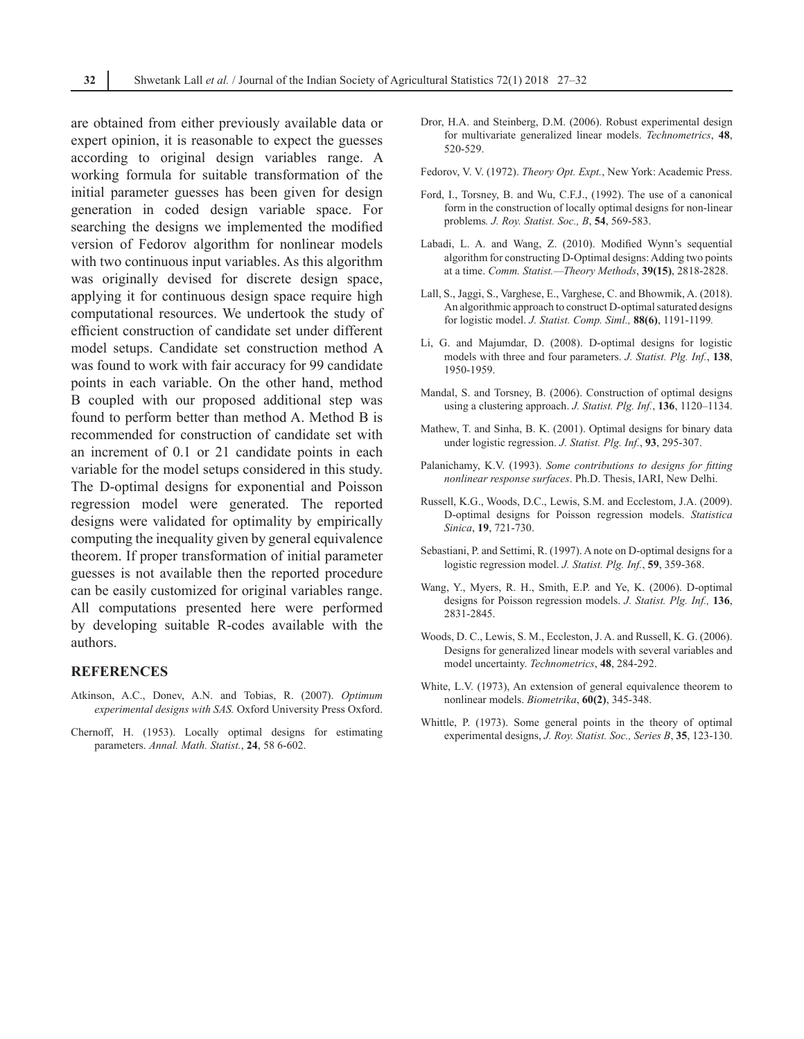are obtained from either previously available data or expert opinion, it is reasonable to expect the guesses according to original design variables range. A working formula for suitable transformation of the initial parameter guesses has been given for design generation in coded design variable space. For searching the designs we implemented the modified version of Fedorov algorithm for nonlinear models with two continuous input variables. As this algorithm was originally devised for discrete design space, applying it for continuous design space require high computational resources. We undertook the study of efficient construction of candidate set under different model setups. Candidate set construction method A was found to work with fair accuracy for 99 candidate points in each variable. On the other hand, method B coupled with our proposed additional step was found to perform better than method A. Method B is recommended for construction of candidate set with an increment of 0.1 or 21 candidate points in each variable for the model setups considered in this study. The D-optimal designs for exponential and Poisson regression model were generated. The reported designs were validated for optimality by empirically computing the inequality given by general equivalence theorem. If proper transformation of initial parameter guesses is not available then the reported procedure can be easily customized for original variables range. All computations presented here were performed by developing suitable R-codes available with the authors.

## REFERENCES

Atkinson, A.C., Donev, A.N. and Tobias, R. (2007). *Optimum experimental designs with SAS.* Oxford University Press Oxford.

Chernoff, H. (1953). Locally optimal designs for estimating parameters. *Annal. Math. Statist.*, **24**, 58 6-602.

Dror, H.A. and Steinberg, D.M. (2006). Robust experimental design for multivariate generalized linear models. *Technometrics*, **48**, 520-529.

Fedorov, V. V. (1972). *Theory Opt. Expt.*, New York: Academic Press.

Ford, I., Torsney, B. and Wu, C.F.J., (1992). The use of a canonical form in the construction of locally optimal designs for non-linear problems*. J. Roy. Statist. Soc., B*, **54**, 569-583.

Labadi, L. A. and Wang, Z. (2010). Modified Wynn's sequential algorithm for constructing D-Optimal designs: Adding two points at a time. *Comm. Statist.—Theory Methods*, **39(15)**, 2818-2828.

Lall, S., Jaggi, S., Varghese, E., Varghese, C. and Bhowmik, A. (2018). An algorithmic approach to construct D-optimal saturated designs for logistic model. *J. Statist. Comp. Siml.,* **88(6)**, 1191-1199*.*

Li, G. and Majumdar, D. (2008). D-optimal designs for logistic models with three and four parameters. *J. Statist. Plg. Inf.*, **138**, 1950-1959.

Mandal, S. and Torsney, B. (2006). Construction of optimal designs using a clustering approach. *J. Statist. Plg. Inf.*, **136**, 1120–1134.

Mathew, T. and Sinha, B. K. (2001). Optimal designs for binary data under logistic regression. *J. Statist. Plg. Inf.*, **93**, 295-307.

Palanichamy, K.V. (1993). *Some contributions to designs for fitting nonlinear response surfaces*. Ph.D. Thesis, IARI, New Delhi.

Russell, K.G., Woods, D.C., Lewis, S.M. and Ecclestom, J.A. (2009). D-optimal designs for Poisson regression models. *Statistica Sinica*, **19**, 721-730.

Sebastiani, P. and Settimi, R. (1997). A note on D-optimal designs for a logistic regression model. *J. Statist. Plg. Inf.*, **59**, 359-368.

Wang, Y., Myers, R. H., Smith, E.P. and Ye, K. (2006). D-optimal designs for Poisson regression models. *J. Statist. Plg. Inf.,* **136**, 2831-2845.

Woods, D. C., Lewis, S. M., Eccleston, J. A. and Russell, K. G. (2006). Designs for generalized linear models with several variables and model uncertainty. *Technometrics*, **48**, 284-292.

White, L.V. (1973), An extension of general equivalence theorem to nonlinear models. *Biometrika*, **60(2)**, 345-348.

Whittle, P. (1973). Some general points in the theory of optimal experimental designs, *J. Roy. Statist. Soc., Series B*, **35**, 123-130.